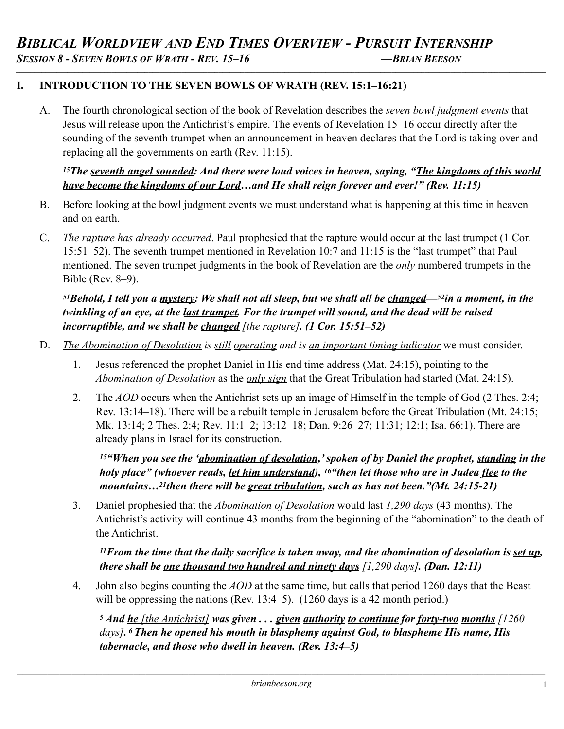# *BIBLICAL WORLDVIEW AND END TIMES OVERVIEW - PURSUIT INTERNSHIP*

***SESSION 8 - SEVEN BOWLS OF WRATH - REV. 15–16*** ***—BRIAN BEESON***

## I. INTRODUCTION TO THE SEVEN BOWLS OF WRATH (REV. 15:1–16:21)

A. The fourth chronological section of the book of Revelation describes the *seven bowl judgment events* that Jesus will release upon the Antichrist's empire. The events of Revelation 15–16 occur directly after the sounding of the seventh trumpet when an announcement in heaven declares that the Lord is taking over and replacing all the governments on earth (Rev. 11:15).

***15The seventh angel sounded: And there were loud voices in heaven, saying, "The kingdoms of this world have become the kingdoms of our Lord…and He shall reign forever and ever!" (Rev. 11:15)***

B. Before looking at the bowl judgment events we must understand what is happening at this time in heaven and on earth.

C. *The rapture has already occurred*. Paul prophesied that the rapture would occur at the last trumpet (1 Cor. 15:51–52). The seventh trumpet mentioned in Revelation 10:7 and 11:15 is the "last trumpet" that Paul mentioned. The seven trumpet judgments in the book of Revelation are the *only* numbered trumpets in the Bible (Rev. 8–9).

***51Behold, I tell you a mystery: We shall not all sleep, but we shall all be changed—52in a moment, in the twinkling of an eye, at the last trumpet. For the trumpet will sound, and the dead will be raised incorruptible, and we shall be changed*** *[the rapture]*. ***(1 Cor. 15:51–52)***

D. *The Abomination of Desolation is still operating and is an important timing indicator* we must consider.

1. Jesus referenced the prophet Daniel in His end time address (Mat. 24:15), pointing to the *Abomination of Desolation* as the *only sign* that the Great Tribulation had started (Mat. 24:15).

2. The *AOD* occurs when the Antichrist sets up an image of Himself in the temple of God (2 Thes. 2:4; Rev. 13:14–18). There will be a rebuilt temple in Jerusalem before the Great Tribulation (Mt. 24:15; Mk. 13:14; 2 Thes. 2:4; Rev. 11:1–2; 13:12–18; Dan. 9:26–27; 11:31; 12:1; Isa. 66:1). There are already plans in Israel for its construction.

***15"When you see the 'abomination of desolation,' spoken of by Daniel the prophet, standing in the holy place" (whoever reads, let him understand), 16"then let those who are in Judea flee to the mountains…21then there will be great tribulation, such as has not been."(Mt. 24:15-21)***

3. Daniel prophesied that the *Abomination of Desolation* would last *1,290 days* (43 months). The Antichrist's activity will continue 43 months from the beginning of the "abomination" to the death of the Antichrist.

***11From the time that the daily sacrifice is taken away, and the abomination of desolation is set up, there shall be one thousand two hundred and ninety days*** *[1,290 days]*. ***(Dan. 12:11)***

4. John also begins counting the *AOD* at the same time, but calls that period 1260 days that the Beast will be oppressing the nations (Rev. 13:4–5). (1260 days is a 42 month period.)

***5 And he*** *[the Antichrist]* ***was given . . . given authority to continue for forty-two months*** *[1260 days]*. ***6 Then he opened his mouth in blasphemy against God, to blaspheme His name, His tabernacle, and those who dwell in heaven. (Rev. 13:4–5)***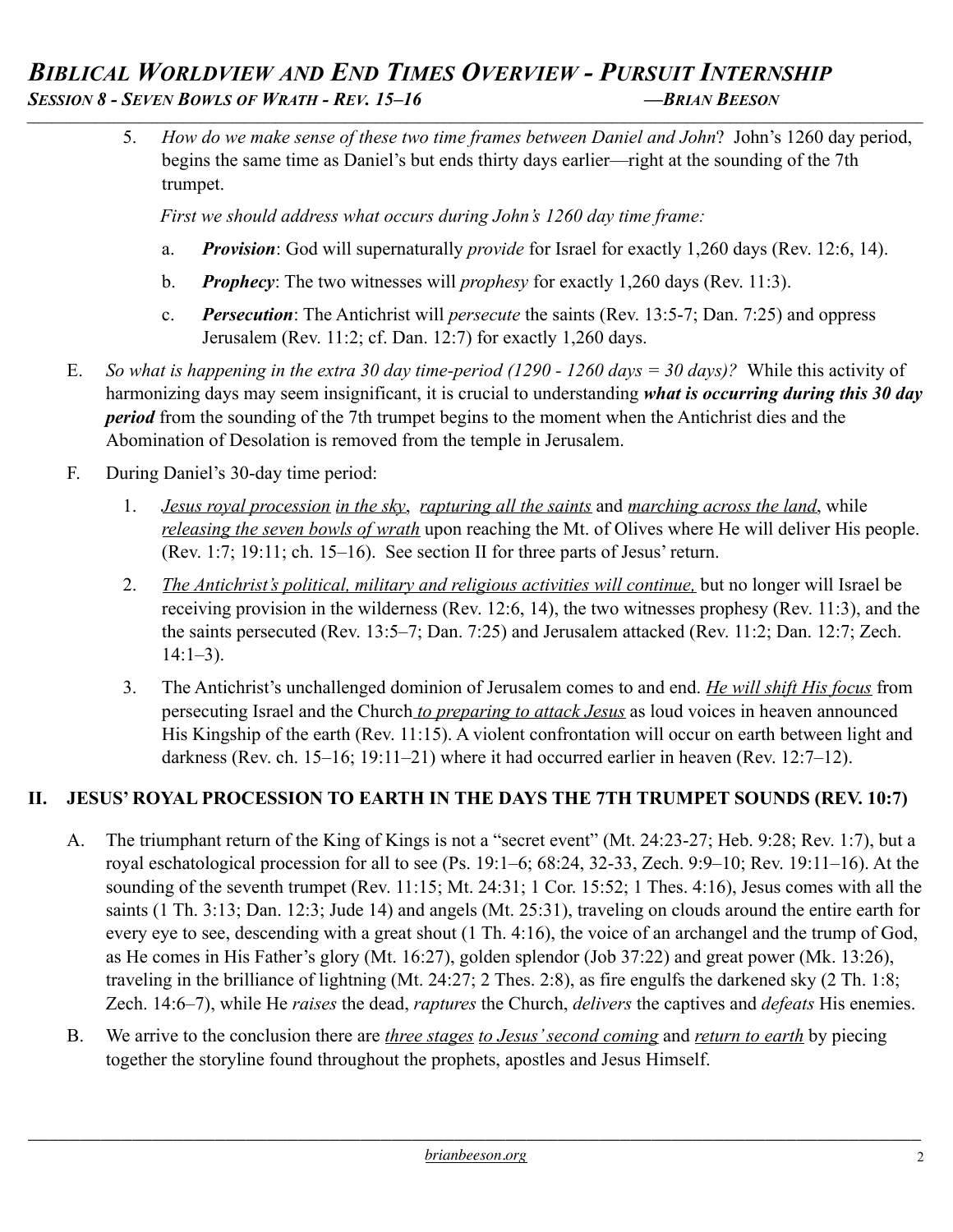5. *How do we make sense of these two time frames between Daniel and John*? John's 1260 day period, begins the same time as Daniel's but ends thirty days earlier—right at the sounding of the 7th trumpet.

   *First we should address what occurs during John's 1260 day time frame:*

   a. ***Provision***: God will supernaturally *provide* for Israel for exactly 1,260 days (Rev. 12:6, 14).

   b. ***Prophecy***: The two witnesses will *prophesy* for exactly 1,260 days (Rev. 11:3).

   c. ***Persecution***: The Antichrist will *persecute* the saints (Rev. 13:5-7; Dan. 7:25) and oppress Jerusalem (Rev. 11:2; cf. Dan. 12:7) for exactly 1,260 days.

E. *So what is happening in the extra 30 day time-period (1290 - 1260 days = 30 days)?* While this activity of harmonizing days may seem insignificant, it is crucial to understanding ***what is occurring during this 30 day period*** from the sounding of the 7th trumpet begins to the moment when the Antichrist dies and the Abomination of Desolation is removed from the temple in Jerusalem.

F. During Daniel's 30-day time period:

   1. *Jesus royal procession in the sky*, *rapturing all the saints* and *marching across the land*, while *releasing the seven bowls of wrath* upon reaching the Mt. of Olives where He will deliver His people. (Rev. 1:7; 19:11; ch. 15–16). See section II for three parts of Jesus' return.

   2. *The Antichrist's political, military and religious activities will continue,* but no longer will Israel be receiving provision in the wilderness (Rev. 12:6, 14), the two witnesses prophesy (Rev. 11:3), and the the saints persecuted (Rev. 13:5–7; Dan. 7:25) and Jerusalem attacked (Rev. 11:2; Dan. 12:7; Zech. 14:1–3).

   3. The Antichrist's unchallenged dominion of Jerusalem comes to and end. *He will shift His focus* from persecuting Israel and the Church *to preparing to attack Jesus* as loud voices in heaven announced His Kingship of the earth (Rev. 11:15). A violent confrontation will occur on earth between light and darkness (Rev. ch. 15–16; 19:11–21) where it had occurred earlier in heaven (Rev. 12:7–12).

## II. JESUS' ROYAL PROCESSION TO EARTH IN THE DAYS THE 7TH TRUMPET SOUNDS (REV. 10:7)

A. The triumphant return of the King of Kings is not a "secret event" (Mt. 24:23-27; Heb. 9:28; Rev. 1:7), but a royal eschatological procession for all to see (Ps. 19:1–6; 68:24, 32-33, Zech. 9:9–10; Rev. 19:11–16). At the sounding of the seventh trumpet (Rev. 11:15; Mt. 24:31; 1 Cor. 15:52; 1 Thes. 4:16), Jesus comes with all the saints (1 Th. 3:13; Dan. 12:3; Jude 14) and angels (Mt. 25:31), traveling on clouds around the entire earth for every eye to see, descending with a great shout (1 Th. 4:16), the voice of an archangel and the trump of God, as He comes in His Father's glory (Mt. 16:27), golden splendor (Job 37:22) and great power (Mk. 13:26), traveling in the brilliance of lightning (Mt. 24:27; 2 Thes. 2:8), as fire engulfs the darkened sky (2 Th. 1:8; Zech. 14:6–7), while He *raises* the dead, *raptures* the Church, *delivers* the captives and *defeats* His enemies.

B. We arrive to the conclusion there are *three stages to Jesus' second coming* and *return to earth* by piecing together the storyline found throughout the prophets, apostles and Jesus Himself.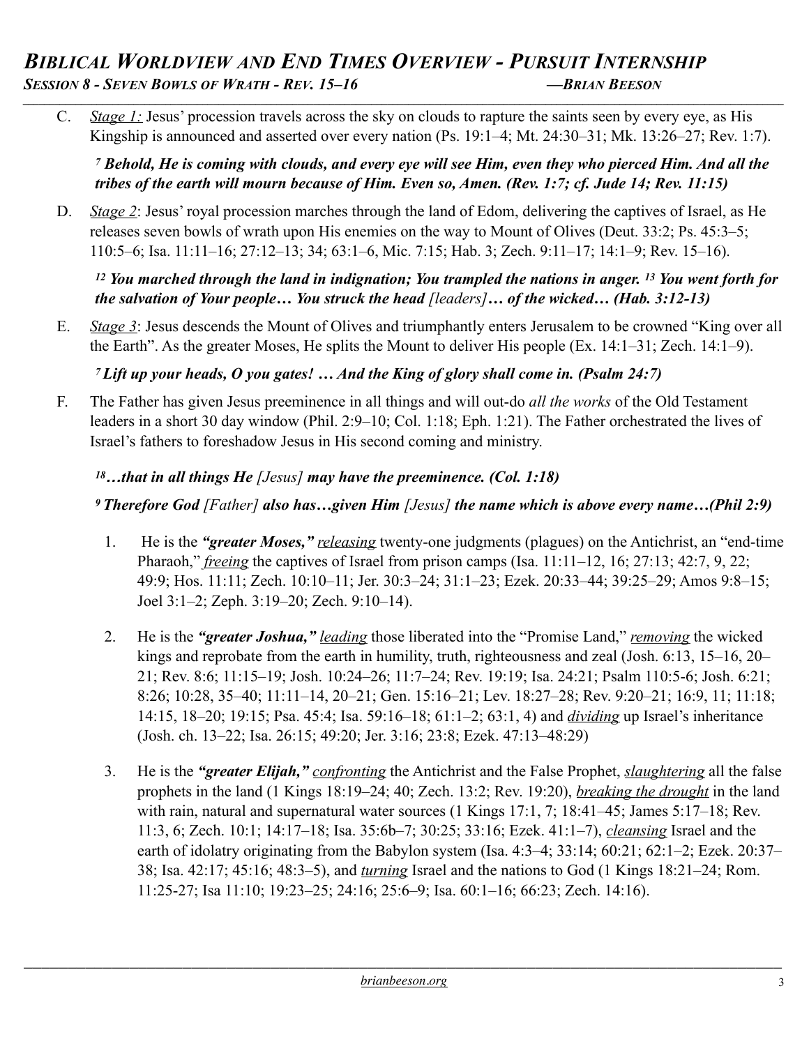C. *Stage 1:* Jesus' procession travels across the sky on clouds to rapture the saints seen by every eye, as His Kingship is announced and asserted over every nation (Ps. 19:1–4; Mt. 24:30–31; Mk. 13:26–27; Rev. 1:7).

> [7] ***Behold, He is coming with clouds, and every eye will see Him, even they who pierced Him. And all the tribes of the earth will mourn because of Him. Even so, Amen. (Rev. 1:7; cf. Jude 14; Rev. 11:15)***

D. *Stage 2*: Jesus' royal procession marches through the land of Edom, delivering the captives of Israel, as He releases seven bowls of wrath upon His enemies on the way to Mount of Olives (Deut. 33:2; Ps. 45:3–5; 110:5–6; Isa. 11:11–16; 27:12–13; 34; 63:1–6, Mic. 7:15; Hab. 3; Zech. 9:11–17; 14:1–9; Rev. 15–16).

> [12] ***You marched through the land in indignation; You trampled the nations in anger.*** [13] ***You went forth for the salvation of Your people… You struck the head*** *[leaders]* ***… of the wicked… (Hab. 3:12-13)***

E. *Stage 3*: Jesus descends the Mount of Olives and triumphantly enters Jerusalem to be crowned "King over all the Earth". As the greater Moses, He splits the Mount to deliver His people (Ex. 14:1–31; Zech. 14:1–9).

> [7] ***Lift up your heads, O you gates! … And the King of glory shall come in. (Psalm 24:7)***

F. The Father has given Jesus preeminence in all things and will out-do *all the works* of the Old Testament leaders in a short 30 day window (Phil. 2:9–10; Col. 1:18; Eph. 1:21). The Father orchestrated the lives of Israel's fathers to foreshadow Jesus in His second coming and ministry.

> [18] ***…that in all things He*** *[Jesus]* ***may have the preeminence. (Col. 1:18)***
>
> [9] ***Therefore God*** *[Father]* ***also has…given Him*** *[Jesus]* ***the name which is above every name…(Phil 2:9)***

1. He is the ***"greater Moses,"*** *releasing* twenty-one judgments (plagues) on the Antichrist, an "end-time Pharaoh," *freeing* the captives of Israel from prison camps (Isa. 11:11–12, 16; 27:13; 42:7, 9, 22; 49:9; Hos. 11:11; Zech. 10:10–11; Jer. 30:3–24; 31:1–23; Ezek. 20:33–44; 39:25–29; Amos 9:8–15; Joel 3:1–2; Zeph. 3:19–20; Zech. 9:10–14).

2. He is the ***"greater Joshua,"*** *leading* those liberated into the "Promise Land," *removing* the wicked kings and reprobate from the earth in humility, truth, righteousness and zeal (Josh. 6:13, 15–16, 20–21; Rev. 8:6; 11:15–19; Josh. 10:24–26; 11:7–24; Rev. 19:19; Isa. 24:21; Psalm 110:5-6; Josh. 6:21; 8:26; 10:28, 35–40; 11:11–14, 20–21; Gen. 15:16–21; Lev. 18:27–28; Rev. 9:20–21; 16:9, 11; 11:18; 14:15, 18–20; 19:15; Psa. 45:4; Isa. 59:16–18; 61:1–2; 63:1, 4) and *dividing* up Israel's inheritance (Josh. ch. 13–22; Isa. 26:15; 49:20; Jer. 3:16; 23:8; Ezek. 47:13–48:29)

3. He is the ***"greater Elijah,"*** *confronting* the Antichrist and the False Prophet, *slaughtering* all the false prophets in the land (1 Kings 18:19–24; 40; Zech. 13:2; Rev. 19:20), *breaking the drought* in the land with rain, natural and supernatural water sources (1 Kings 17:1, 7; 18:41–45; James 5:17–18; Rev. 11:3, 6; Zech. 10:1; 14:17–18; Isa. 35:6b–7; 30:25; 33:16; Ezek. 41:1–7), *cleansing* Israel and the earth of idolatry originating from the Babylon system (Isa. 4:3–4; 33:14; 60:21; 62:1–2; Ezek. 20:37–38; Isa. 42:17; 45:16; 48:3–5), and *turning* Israel and the nations to God (1 Kings 18:21–24; Rom. 11:25-27; Isa 11:10; 19:23–25; 24:16; 25:6–9; Isa. 60:1–16; 66:23; Zech. 14:16).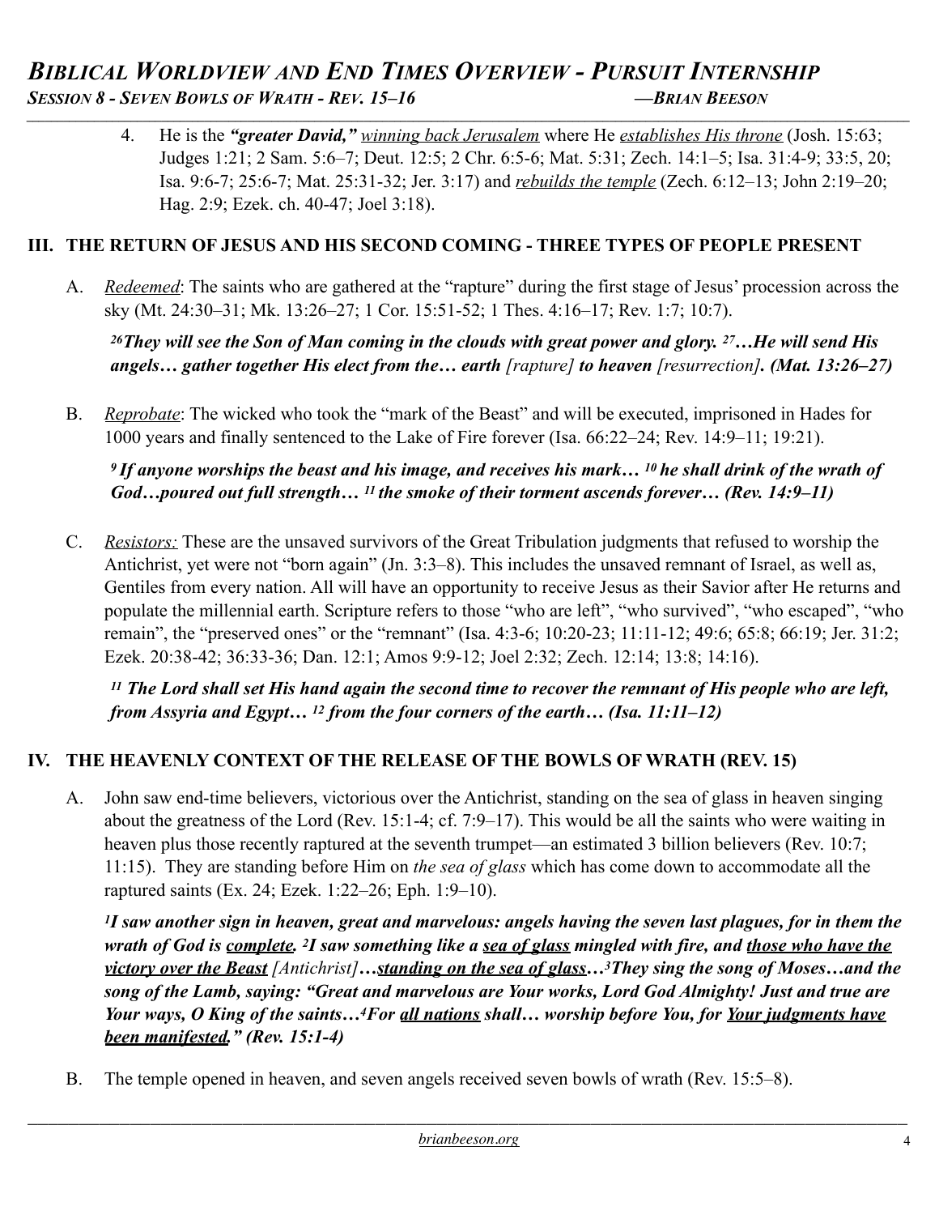4. He is the ***"greater David,"*** <u>*winning back Jerusalem*</u> where He <u>*establishes His throne*</u> (Josh. 15:63; Judges 1:21; 2 Sam. 5:6–7; Deut. 12:5; 2 Chr. 6:5-6; Mat. 5:31; Zech. 14:1–5; Isa. 31:4-9; 33:5, 20; Isa. 9:6-7; 25:6-7; Mat. 25:31-32; Jer. 3:17) and <u>*rebuilds the temple*</u> (Zech. 6:12–13; John 2:19–20; Hag. 2:9; Ezek. ch. 40-47; Joel 3:18).

## III. THE RETURN OF JESUS AND HIS SECOND COMING - THREE TYPES OF PEOPLE PRESENT

A. <u>*Redeemed*</u>: The saints who are gathered at the "rapture" during the first stage of Jesus' procession across the sky (Mt. 24:30–31; Mk. 13:26–27; 1 Cor. 15:51-52; 1 Thes. 4:16–17; Rev. 1:7; 10:7).

***[26]They will see the Son of Man coming in the clouds with great power and glory. [27]…He will send His angels… gather together His elect from the… earth*** *[rapture]* ***to heaven*** *[resurrection]**.* ***(Mat. 13:26–27)***

B. <u>*Reprobate*</u>: The wicked who took the "mark of the Beast" and will be executed, imprisoned in Hades for 1000 years and finally sentenced to the Lake of Fire forever (Isa. 66:22–24; Rev. 14:9–11; 19:21).

***[9] If anyone worships the beast and his image, and receives his mark… [10] he shall drink of the wrath of God…poured out full strength… [11] the smoke of their torment ascends forever… (Rev. 14:9–11)***

C. <u>*Resistors:*</u> These are the unsaved survivors of the Great Tribulation judgments that refused to worship the Antichrist, yet were not "born again" (Jn. 3:3–8). This includes the unsaved remnant of Israel, as well as, Gentiles from every nation. All will have an opportunity to receive Jesus as their Savior after He returns and populate the millennial earth. Scripture refers to those "who are left", "who survived", "who escaped", "who remain", the "preserved ones" or the "remnant" (Isa. 4:3-6; 10:20-23; 11:11-12; 49:6; 65:8; 66:19; Jer. 31:2; Ezek. 20:38-42; 36:33-36; Dan. 12:1; Amos 9:9-12; Joel 2:32; Zech. 12:14; 13:8; 14:16).

***[11] The Lord shall set His hand again the second time to recover the remnant of His people who are left, from Assyria and Egypt… [12] from the four corners of the earth… (Isa. 11:11–12)***

## IV. THE HEAVENLY CONTEXT OF THE RELEASE OF THE BOWLS OF WRATH (REV. 15)

A. John saw end-time believers, victorious over the Antichrist, standing on the sea of glass in heaven singing about the greatness of the Lord (Rev. 15:1-4; cf. 7:9–17). This would be all the saints who were waiting in heaven plus those recently raptured at the seventh trumpet—an estimated 3 billion believers (Rev. 10:7; 11:15). They are standing before Him on *the sea of glass* which has come down to accommodate all the raptured saints (Ex. 24; Ezek. 1:22–26; Eph. 1:9–10).

***[1]I saw another sign in heaven, great and marvelous: angels having the seven last plagues, for in them the wrath of God is <u>complete</u>. [2]I saw something like a <u>sea of glass</u> mingled with fire, and <u>those who have the victory over the Beast</u>*** *[Antichrist]* ***…<u>standing on the sea of glass</u>…[3]They sing the song of Moses…and the song of the Lamb, saying: "Great and marvelous are Your works, Lord God Almighty! Just and true are Your ways, O King of the saints…[4]For <u>all nations</u> shall… worship before You, for <u>Your judgments have been manifested</u>." (Rev. 15:1-4)***

B. The temple opened in heaven, and seven angels received seven bowls of wrath (Rev. 15:5–8).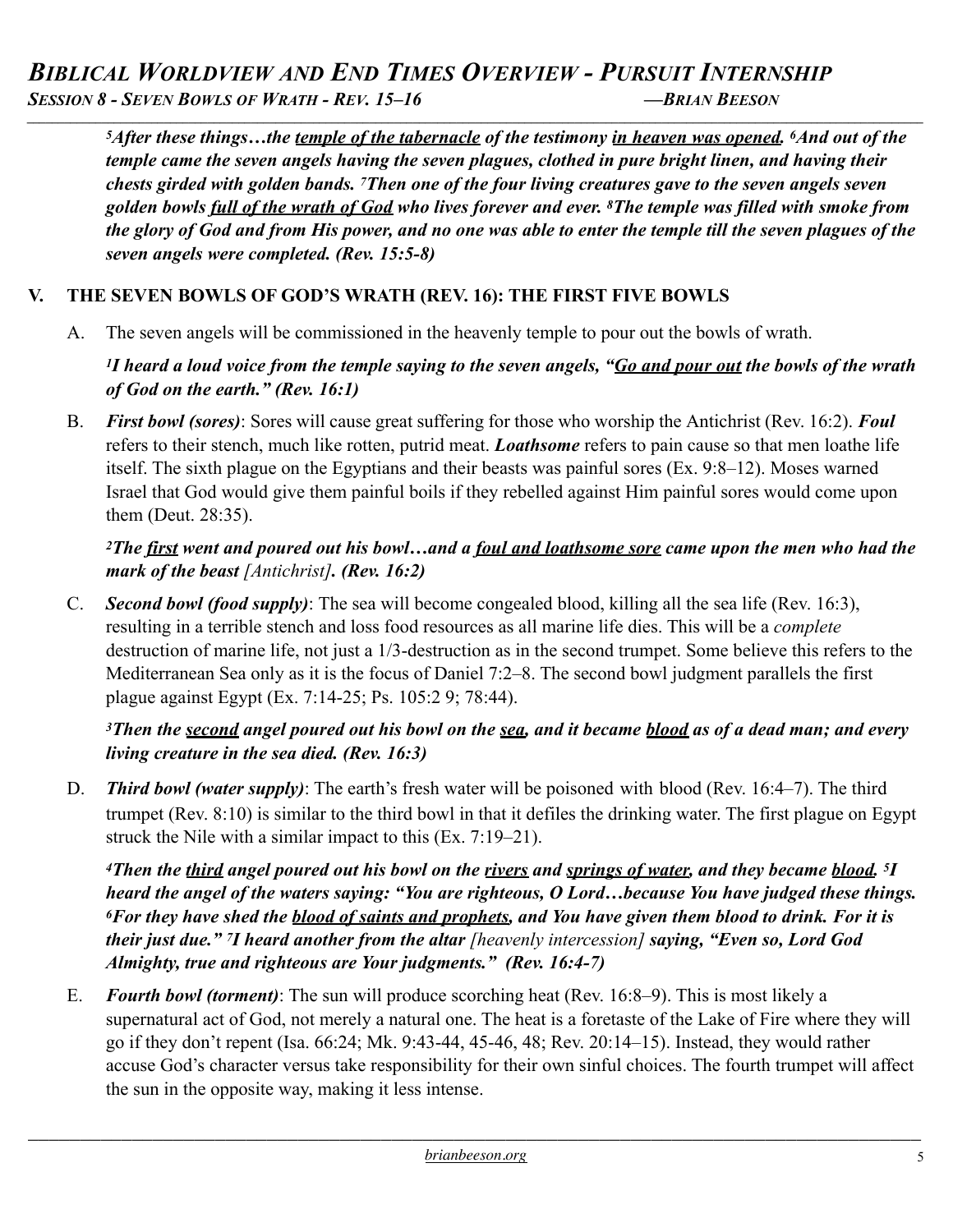*[5]After these things…the <u>temple of the tabernacle</u> of the testimony <u>in heaven was opened</u>. [6]And out of the temple came the seven angels having the seven plagues, clothed in pure bright linen, and having their chests girded with golden bands. [7]Then one of the four living creatures gave to the seven angels seven golden bowls <u>full of the wrath of God</u> who lives forever and ever. [8]The temple was filled with smoke from the glory of God and from His power, and no one was able to enter the temple till the seven plagues of the seven angels were completed. (Rev. 15:5-8)*

## V. THE SEVEN BOWLS OF GOD'S WRATH (REV. 16): THE FIRST FIVE BOWLS

A. The seven angels will be commissioned in the heavenly temple to pour out the bowls of wrath.

*[1]I heard a loud voice from the temple saying to the seven angels, "<u>Go and pour out</u> the bowls of the wrath of God on the earth." (Rev. 16:1)*

B. ***First bowl (sores)***: Sores will cause great suffering for those who worship the Antichrist (Rev. 16:2). ***Foul*** refers to their stench, much like rotten, putrid meat. ***Loathsome*** refers to pain cause so that men loathe life itself. The sixth plague on the Egyptians and their beasts was painful sores (Ex. 9:8–12). Moses warned Israel that God would give them painful boils if they rebelled against Him painful sores would come upon them (Deut. 28:35).

*[2]The <u>first</u> went and poured out his bowl…and a <u>foul and loathsome sore</u> came upon the men who had the mark of the beast [Antichrist]. (Rev. 16:2)*

C. ***Second bowl (food supply)***: The sea will become congealed blood, killing all the sea life (Rev. 16:3), resulting in a terrible stench and loss food resources as all marine life dies. This will be a *complete* destruction of marine life, not just a 1/3-destruction as in the second trumpet. Some believe this refers to the Mediterranean Sea only as it is the focus of Daniel 7:2–8. The second bowl judgment parallels the first plague against Egypt (Ex. 7:14-25; Ps. 105:2 9; 78:44).

*[3]Then the <u>second</u> angel poured out his bowl on the <u>sea</u>, and it became <u>blood</u> as of a dead man; and every living creature in the sea died. (Rev. 16:3)*

D. ***Third bowl (water supply)***: The earth's fresh water will be poisoned with blood (Rev. 16:4–7). The third trumpet (Rev. 8:10) is similar to the third bowl in that it defiles the drinking water. The first plague on Egypt struck the Nile with a similar impact to this (Ex. 7:19–21).

*[4]Then the <u>third</u> angel poured out his bowl on the <u>rivers</u> and <u>springs of water</u>, and they became <u>blood</u>. [5]I heard the angel of the waters saying: "You are righteous, O Lord…because You have judged these things. [6]For they have shed the <u>blood of saints and prophets</u>, and You have given them blood to drink. For it is their just due." [7]I heard another from the altar [heavenly intercession] saying, "Even so, Lord God Almighty, true and righteous are Your judgments." (Rev. 16:4-7)*

E. ***Fourth bowl (torment)***: The sun will produce scorching heat (Rev. 16:8–9). This is most likely a supernatural act of God, not merely a natural one. The heat is a foretaste of the Lake of Fire where they will go if they don't repent (Isa. 66:24; Mk. 9:43-44, 45-46, 48; Rev. 20:14–15). Instead, they would rather accuse God's character versus take responsibility for their own sinful choices. The fourth trumpet will affect the sun in the opposite way, making it less intense.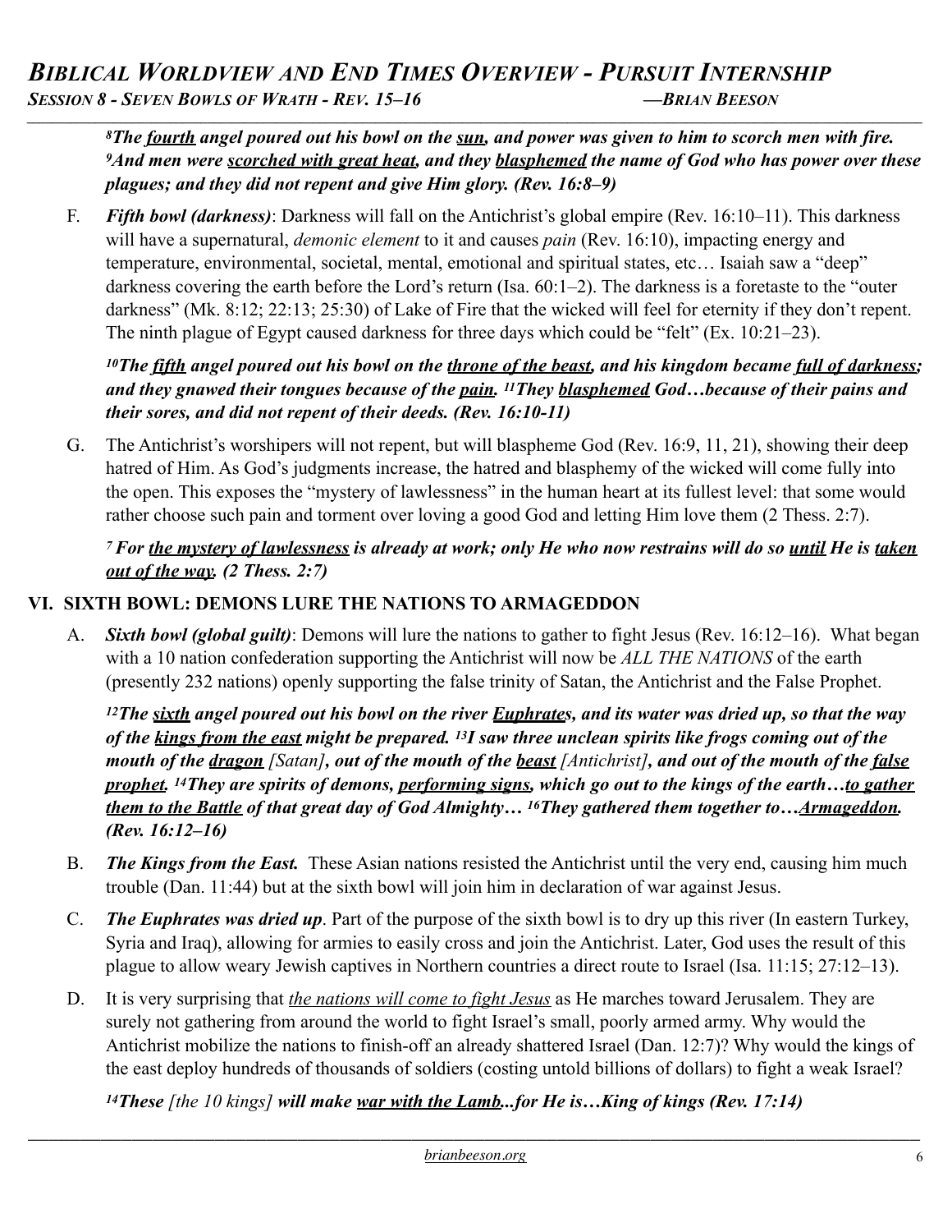***[8]The fourth angel poured out his bowl on the sun, and power was given to him to scorch men with fire. [9]And men were scorched with great heat, and they blasphemed the name of God who has power over these plagues; and they did not repent and give Him glory. (Rev. 16:8–9)***

F. ***Fifth bowl (darkness)***: Darkness will fall on the Antichrist's global empire (Rev. 16:10–11). This darkness will have a supernatural, *demonic element* to it and causes *pain* (Rev. 16:10), impacting energy and temperature, environmental, societal, mental, emotional and spiritual states, etc… Isaiah saw a "deep" darkness covering the earth before the Lord's return (Isa. 60:1–2). The darkness is a foretaste to the "outer darkness" (Mk. 8:12; 22:13; 25:30) of Lake of Fire that the wicked will feel for eternity if they don't repent. The ninth plague of Egypt caused darkness for three days which could be "felt" (Ex. 10:21–23).

***[10]The fifth angel poured out his bowl on the throne of the beast, and his kingdom became full of darkness; and they gnawed their tongues because of the pain. [11]They blasphemed God…because of their pains and their sores, and did not repent of their deeds. (Rev. 16:10-11)***

G. The Antichrist's worshipers will not repent, but will blaspheme God (Rev. 16:9, 11, 21), showing their deep hatred of Him. As God's judgments increase, the hatred and blasphemy of the wicked will come fully into the open. This exposes the "mystery of lawlessness" in the human heart at its fullest level: that some would rather choose such pain and torment over loving a good God and letting Him love them (2 Thess. 2:7).

***[7] For the mystery of lawlessness is already at work; only He who now restrains will do so until He is taken out of the way. (2 Thess. 2:7)***

## VI. SIXTH BOWL: DEMONS LURE THE NATIONS TO ARMAGEDDON

A. ***Sixth bowl (global guilt)***: Demons will lure the nations to gather to fight Jesus (Rev. 16:12–16). What began with a 10 nation confederation supporting the Antichrist will now be *ALL THE NATIONS* of the earth (presently 232 nations) openly supporting the false trinity of Satan, the Antichrist and the False Prophet.

***[12]The sixth angel poured out his bowl on the river Euphrates, and its water was dried up, so that the way of the kings from the east might be prepared. [13]I saw three unclean spirits like frogs coming out of the mouth of the dragon*** *[Satan]*, ***out of the mouth of the beast*** *[Antichrist]*, ***and out of the mouth of the false prophet. [14]They are spirits of demons, performing signs, which go out to the kings of the earth…to gather them to the Battle of that great day of God Almighty… [16]They gathered them together to…Armageddon. (Rev. 16:12–16)***

B. ***The Kings from the East.*** These Asian nations resisted the Antichrist until the very end, causing him much trouble (Dan. 11:44) but at the sixth bowl will join him in declaration of war against Jesus.

C. ***The Euphrates was dried up***. Part of the purpose of the sixth bowl is to dry up this river (In eastern Turkey, Syria and Iraq), allowing for armies to easily cross and join the Antichrist. Later, God uses the result of this plague to allow weary Jewish captives in Northern countries a direct route to Israel (Isa. 11:15; 27:12–13).

D. It is very surprising that *the nations will come to fight Jesus* as He marches toward Jerusalem. They are surely not gathering from around the world to fight Israel's small, poorly armed army. Why would the Antichrist mobilize the nations to finish-off an already shattered Israel (Dan. 12:7)? Why would the kings of the east deploy hundreds of thousands of soldiers (costing untold billions of dollars) to fight a weak Israel?

***[14]These*** *[the 10 kings]* ***will make war with the Lamb...for He is…King of kings (Rev. 17:14)***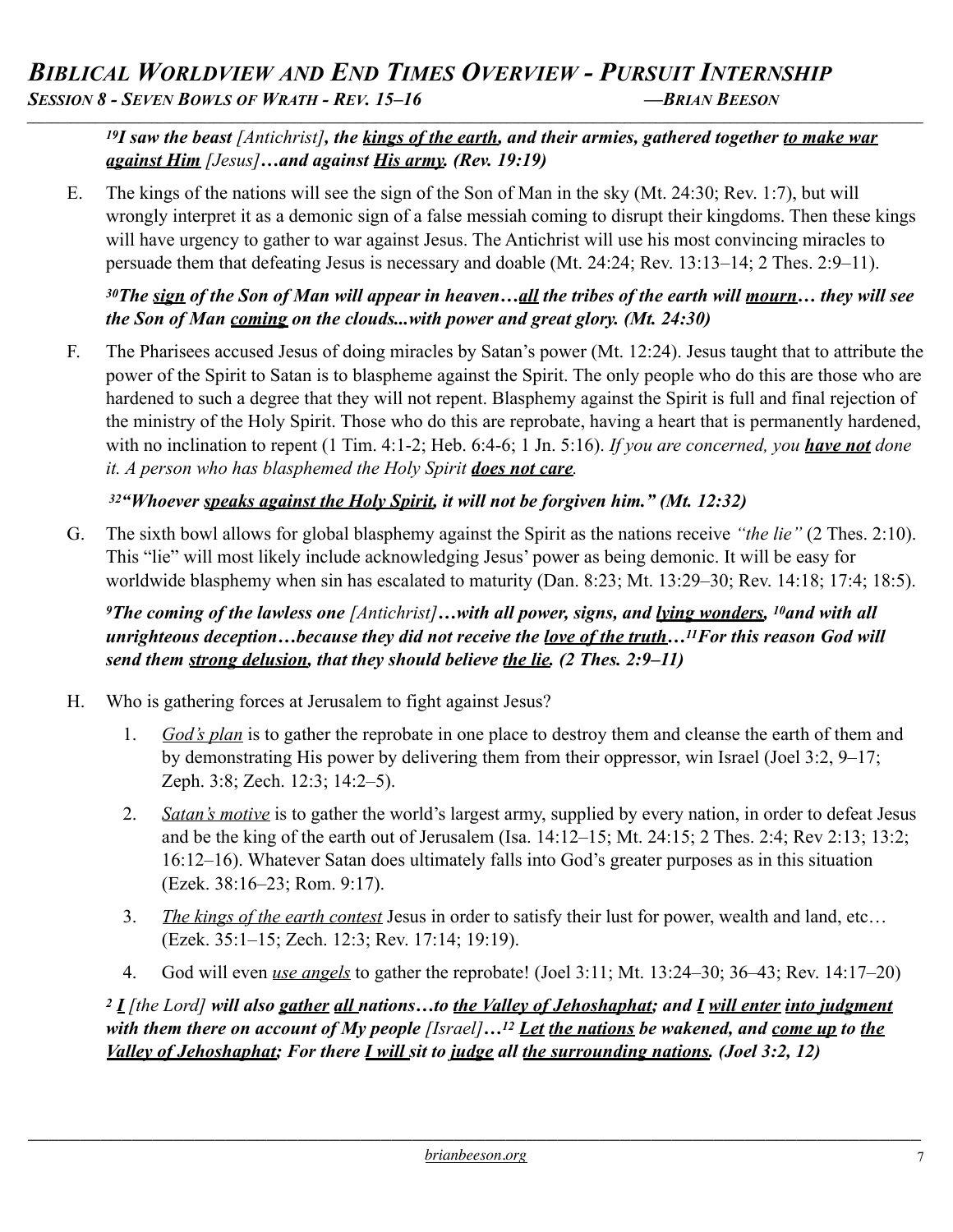***[19]I saw the beast** [Antichrist]**, the <u>kings of the earth</u>, and their armies, gathered together <u>to make war against Him</u>** [Jesus]**…and against <u>His army</u>. (Rev. 19:19)***

E. The kings of the nations will see the sign of the Son of Man in the sky (Mt. 24:30; Rev. 1:7), but will wrongly interpret it as a demonic sign of a false messiah coming to disrupt their kingdoms. Then these kings will have urgency to gather to war against Jesus. The Antichrist will use his most convincing miracles to persuade them that defeating Jesus is necessary and doable (Mt. 24:24; Rev. 13:13–14; 2 Thes. 2:9–11).

***[30]The <u>sign</u> of the Son of Man will appear in heaven…<u>all</u> the tribes of the earth will <u>mourn</u>… they will see the Son of Man <u>coming</u> on the clouds...with power and great glory. (Mt. 24:30)***

F. The Pharisees accused Jesus of doing miracles by Satan's power (Mt. 12:24). Jesus taught that to attribute the power of the Spirit to Satan is to blaspheme against the Spirit. The only people who do this are those who are hardened to such a degree that they will not repent. Blasphemy against the Spirit is full and final rejection of the ministry of the Holy Spirit. Those who do this are reprobate, having a heart that is permanently hardened, with no inclination to repent (1 Tim. 4:1-2; Heb. 6:4-6; 1 Jn. 5:16). *If you are concerned, you **<u>have not</u>** done it. A person who has blasphemed the Holy Spirit **<u>does not care</u>**.*

***[32]"Whoever <u>speaks against the Holy Spirit</u>, it will not be forgiven him." (Mt. 12:32)***

G. The sixth bowl allows for global blasphemy against the Spirit as the nations receive *"the lie"* (2 Thes. 2:10). This "lie" will most likely include acknowledging Jesus' power as being demonic. It will be easy for worldwide blasphemy when sin has escalated to maturity (Dan. 8:23; Mt. 13:29–30; Rev. 14:18; 17:4; 18:5).

***[9]The coming of the lawless one** [Antichrist]**…with all power, signs, and <u>lying wonders</u>, [10]and with all unrighteous deception…because they did not receive the <u>love of the truth</u>…[11]For this reason God will send them <u>strong delusion</u>, that they should believe <u>the lie</u>. (2 Thes. 2:9–11)***

H. Who is gathering forces at Jerusalem to fight against Jesus?

1. *<u>God's plan</u>* is to gather the reprobate in one place to destroy them and cleanse the earth of them and by demonstrating His power by delivering them from their oppressor, win Israel (Joel 3:2, 9–17; Zeph. 3:8; Zech. 12:3; 14:2–5).

2. *<u>Satan's motive</u>* is to gather the world's largest army, supplied by every nation, in order to defeat Jesus and be the king of the earth out of Jerusalem (Isa. 14:12–15; Mt. 24:15; 2 Thes. 2:4; Rev 2:13; 13:2; 16:12–16). Whatever Satan does ultimately falls into God's greater purposes as in this situation (Ezek. 38:16–23; Rom. 9:17).

3. *<u>The kings of the earth contest</u>* Jesus in order to satisfy their lust for power, wealth and land, etc… (Ezek. 35:1–15; Zech. 12:3; Rev. 17:14; 19:19).

4. God will even *<u>use angels</u>* to gather the reprobate! (Joel 3:11; Mt. 13:24–30; 36–43; Rev. 14:17–20)

***[2] <u>I</u>** [the Lord] **will also <u>gather</u> <u>all</u> nations…to <u>the Valley of Jehoshaphat</u>; and <u>I</u> <u>will enter</u> <u>into judgment</u> with them there on account of My people** [Israel]**…[12] <u>Let</u> <u>the nations</u> be wakened, and <u>come up</u> to <u>the Valley of Jehoshaphat</u>; For there <u>I will</u> sit to <u>judge</u> all <u>the surrounding nations</u>. (Joel 3:2, 12)***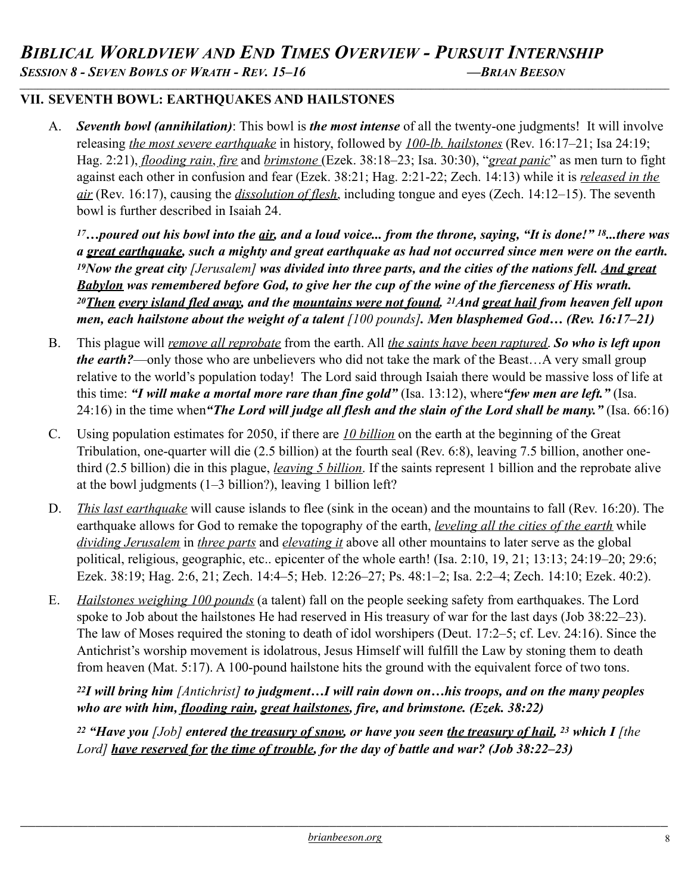## VII. SEVENTH BOWL: EARTHQUAKES AND HAILSTONES

A. ***Seventh bowl (annihilation)***: This bowl is ***the most intense*** of all the twenty-one judgments! It will involve releasing *the most severe earthquake* in history, followed by *100-lb. hailstones* (Rev. 16:17–21; Isa 24:19; Hag. 2:21), *flooding rain*, *fire* and *brimstone* (Ezek. 38:18–23; Isa. 30:30), "*great panic*" as men turn to fight against each other in confusion and fear (Ezek. 38:21; Hag. 2:21-22; Zech. 14:13) while it is *released in the air* (Rev. 16:17), causing the *dissolution of flesh*, including tongue and eyes (Zech. 14:12–15). The seventh bowl is further described in Isaiah 24.

> [17]***…poured out his bowl into the air, and a loud voice... from the throne, saying, "It is done!"*** [18]***...there was a great earthquake, such a mighty and great earthquake as had not occurred since men were on the earth.*** [19]***Now the great city*** *[Jerusalem]* ***was divided into three parts, and the cities of the nations fell. And great Babylon was remembered before God, to give her the cup of the wine of the fierceness of His wrath.*** [20]***Then every island fled away, and the mountains were not found.*** [21]***And great hail from heaven fell upon men, each hailstone about the weight of a talent*** *[100 pounds]*. ***Men blasphemed God… (Rev. 16:17–21)***

B. This plague will *remove all reprobate* from the earth. All *the saints have been raptured*. ***So who is left upon the earth?***—only those who are unbelievers who did not take the mark of the Beast…A very small group relative to the world's population today! The Lord said through Isaiah there would be massive loss of life at this time: ***"I will make a mortal more rare than fine gold"*** (Isa. 13:12), where***"few men are left."*** (Isa. 24:16) in the time when***"The Lord will judge all flesh and the slain of the Lord shall be many."*** (Isa. 66:16)

C. Using population estimates for 2050, if there are *10 billion* on the earth at the beginning of the Great Tribulation, one-quarter will die (2.5 billion) at the fourth seal (Rev. 6:8), leaving 7.5 billion, another one-third (2.5 billion) die in this plague, *leaving 5 billion*. If the saints represent 1 billion and the reprobate alive at the bowl judgments (1–3 billion?), leaving 1 billion left?

D. *This last earthquake* will cause islands to flee (sink in the ocean) and the mountains to fall (Rev. 16:20). The earthquake allows for God to remake the topography of the earth, *leveling all the cities of the earth* while *dividing Jerusalem* in *three parts* and *elevating it* above all other mountains to later serve as the global political, religious, geographic, etc.. epicenter of the whole earth! (Isa. 2:10, 19, 21; 13:13; 24:19–20; 29:6; Ezek. 38:19; Hag. 2:6, 21; Zech. 14:4–5; Heb. 12:26–27; Ps. 48:1–2; Isa. 2:2–4; Zech. 14:10; Ezek. 40:2).

E. *Hailstones weighing 100 pounds* (a talent) fall on the people seeking safety from earthquakes. The Lord spoke to Job about the hailstones He had reserved in His treasury of war for the last days (Job 38:22–23). The law of Moses required the stoning to death of idol worshipers (Deut. 17:2–5; cf. Lev. 24:16). Since the Antichrist's worship movement is idolatrous, Jesus Himself will fulfill the Law by stoning them to death from heaven (Mat. 5:17). A 100-pound hailstone hits the ground with the equivalent force of two tons.

> [22]***I will bring him*** *[Antichrist]* ***to judgment…I will rain down on…his troops, and on the many peoples who are with him, flooding rain, great hailstones, fire, and brimstone. (Ezek. 38:22)***

> [22] ***"Have you*** *[Job]* ***entered the treasury of snow, or have you seen the treasury of hail,*** [23] ***which I*** *[the Lord]* ***have reserved for the time of trouble, for the day of battle and war? (Job 38:22–23)***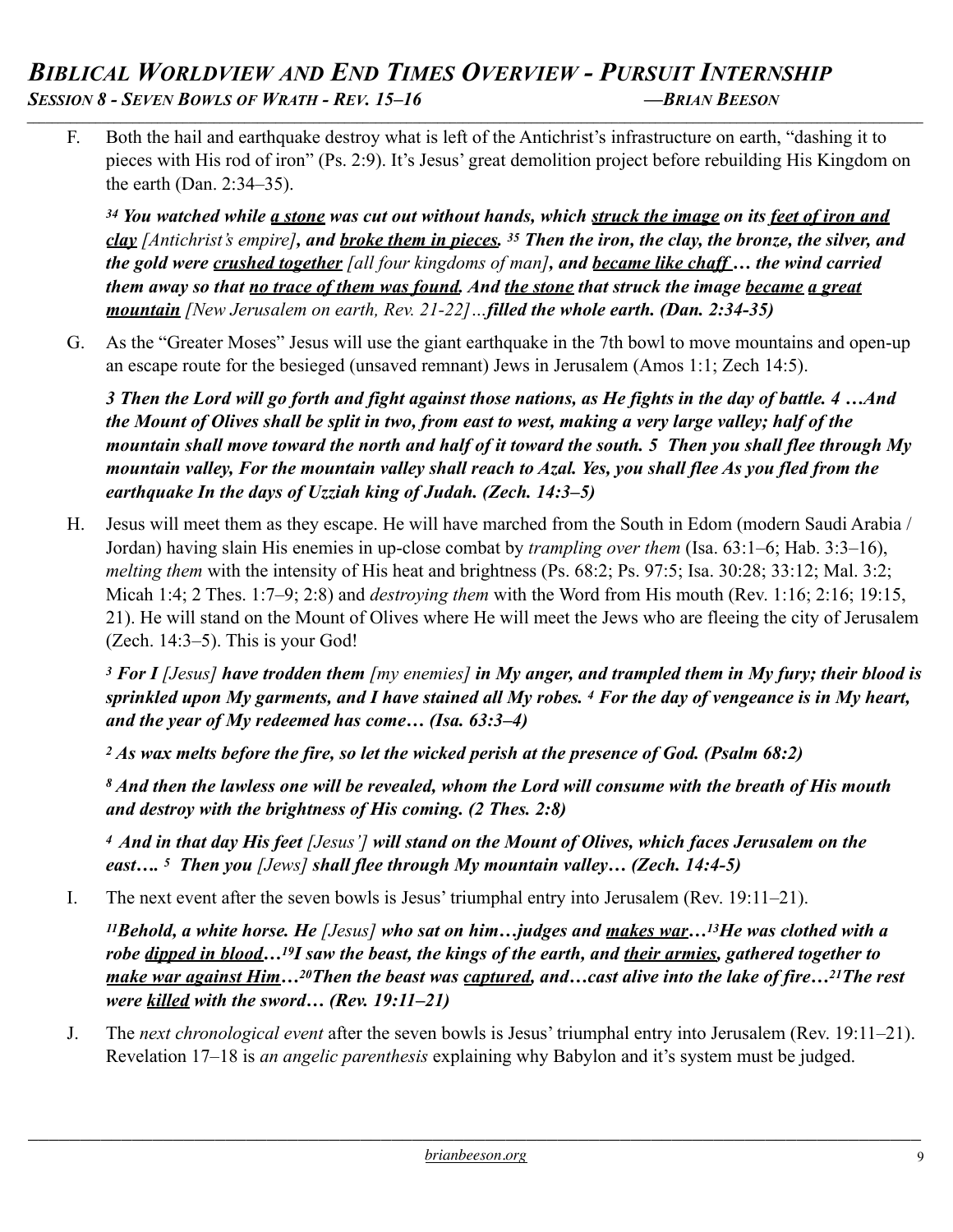F. Both the hail and earthquake destroy what is left of the Antichrist's infrastructure on earth, "dashing it to pieces with His rod of iron" (Ps. 2:9). It's Jesus' great demolition project before rebuilding His Kingdom on the earth (Dan. 2:34–35).

***[34] You watched while <u>a stone</u> was cut out without hands, which <u>struck the image</u> on its <u>feet of iron and clay</u>*** *[Antichrist's empire]****, and <u>broke them in pieces</u>. [35] Then the iron, the clay, the bronze, the silver, and the gold were <u>crushed together</u>*** *[all four kingdoms of man]****, and <u>became like chaff</u> … the wind carried them away so that <u>no trace of them was found</u>. And <u>the stone</u> that struck the image <u>became a great mountain</u>*** *[New Jerusalem on earth, Rev. 21-22]…****filled the whole earth. (Dan. 2:34-35)***

G. As the "Greater Moses" Jesus will use the giant earthquake in the 7th bowl to move mountains and open-up an escape route for the besieged (unsaved remnant) Jews in Jerusalem (Amos 1:1; Zech 14:5).

***3 Then the Lord will go forth and fight against those nations, as He fights in the day of battle. 4 …And the Mount of Olives shall be split in two, from east to west, making a very large valley; half of the mountain shall move toward the north and half of it toward the south. 5 Then you shall flee through My mountain valley, For the mountain valley shall reach to Azal. Yes, you shall flee As you fled from the earthquake In the days of Uzziah king of Judah. (Zech. 14:3–5)***

H. Jesus will meet them as they escape. He will have marched from the South in Edom (modern Saudi Arabia / Jordan) having slain His enemies in up-close combat by *trampling over them* (Isa. 63:1–6; Hab. 3:3–16), *melting them* with the intensity of His heat and brightness (Ps. 68:2; Ps. 97:5; Isa. 30:28; 33:12; Mal. 3:2; Micah 1:4; 2 Thes. 1:7–9; 2:8) and *destroying them* with the Word from His mouth (Rev. 1:16; 2:16; 19:15, 21). He will stand on the Mount of Olives where He will meet the Jews who are fleeing the city of Jerusalem (Zech. 14:3–5). This is your God!

***[3] For I*** *[Jesus]* ***have trodden them*** *[my enemies]* ***in My anger, and trampled them in My fury; their blood is sprinkled upon My garments, and I have stained all My robes. [4] For the day of vengeance is in My heart, and the year of My redeemed has come… (Isa. 63:3–4)***

***[2] As wax melts before the fire, so let the wicked perish at the presence of God. (Psalm 68:2)***

***[8] And then the lawless one will be revealed, whom the Lord will consume with the breath of His mouth and destroy with the brightness of His coming. (2 Thes. 2:8)***

***[4] And in that day His feet*** *[Jesus']* ***will stand on the Mount of Olives, which faces Jerusalem on the east…. [5] Then you*** *[Jews]* ***shall flee through My mountain valley… (Zech. 14:4-5)***

I. The next event after the seven bowls is Jesus' triumphal entry into Jerusalem (Rev. 19:11–21).

***[11]Behold, a white horse. He*** *[Jesus]* ***who sat on him…judges and <u>makes war</u>…[13]He was clothed with a robe <u>dipped in blood</u>…[19]I saw the beast, the kings of the earth, and <u>their armies</u>, gathered together to <u>make war against Him</u>…[20]Then the beast was <u>captured</u>, and…cast alive into the lake of fire…[21]The rest were <u>killed</u> with the sword… (Rev. 19:11–21)***

J. The *next chronological event* after the seven bowls is Jesus' triumphal entry into Jerusalem (Rev. 19:11–21). Revelation 17–18 is *an angelic parenthesis* explaining why Babylon and it's system must be judged.